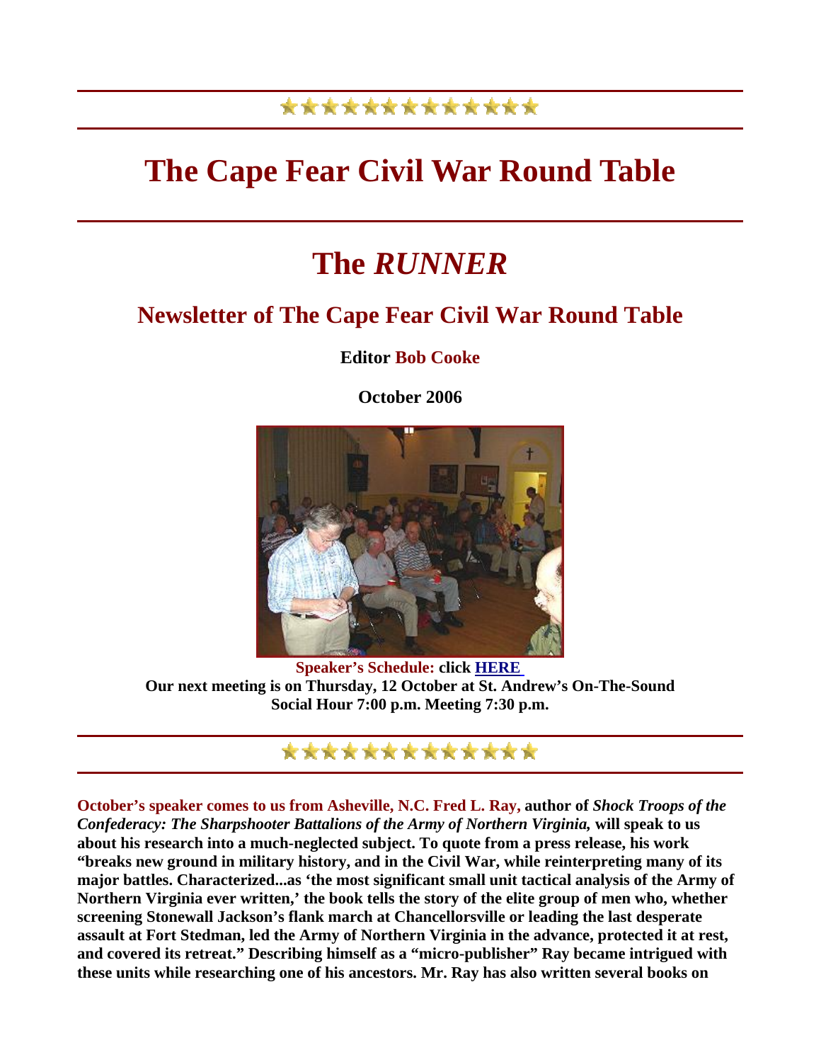# The Cape Fear Civil War Round Table

# The *RUNNER*

## Newsletter of The Cape Fear Civil War Round Table

**Editor Bob Cooke**

**October 2006**

**Speaker's Schedule: click HERE**
**Our next meeting is on Thursday, 12 October at St. Andrew's On-The-Sound**
**Social Hour 7:00 p.m. Meeting 7:30 p.m.**

**October's speaker comes to us from Asheville, N.C. Fred L. Ray, author of *Shock Troops of the Confederacy: The Sharpshooter Battalions of the Army of Northern Virginia,* will speak to us about his research into a much-neglected subject. To quote from a press release, his work "breaks new ground in military history, and in the Civil War, while reinterpreting many of its major battles. Characterized...as 'the most significant small unit tactical analysis of the Army of Northern Virginia ever written,' the book tells the story of the elite group of men who, whether screening Stonewall Jackson's flank march at Chancellorsville or leading the last desperate assault at Fort Stedman, led the Army of Northern Virginia in the advance, protected it at rest, and covered its retreat." Describing himself as a "micro-publisher" Ray became intrigued with these units while researching one of his ancestors. Mr. Ray has also written several books on**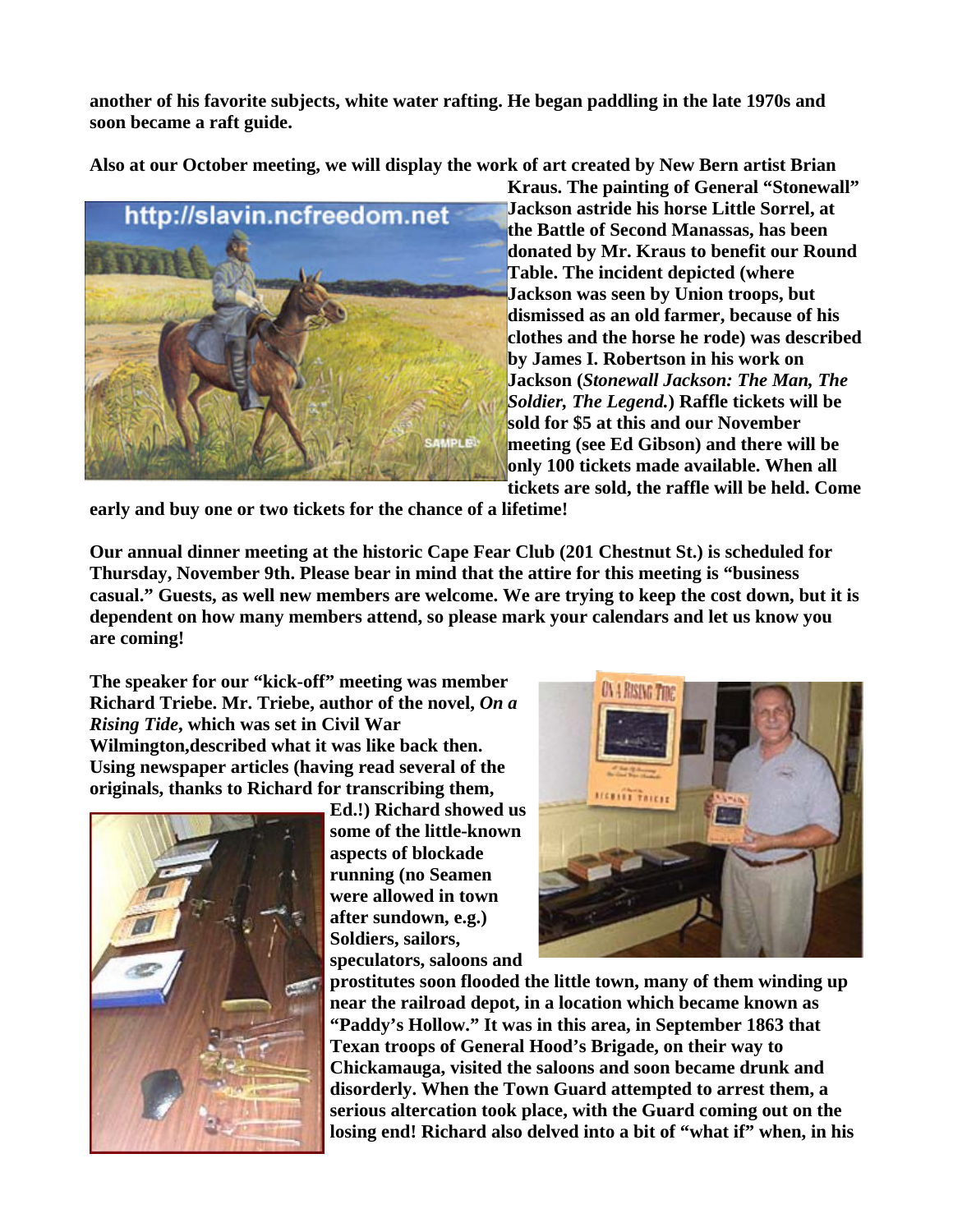**another of his favorite subjects, white water rafting. He began paddling in the late 1970s and soon became a raft guide.**

**Also at our October meeting, we will display the work of art created by New Bern artist Brian Kraus. The painting of General "Stonewall" Jackson astride his horse Little Sorrel, at the Battle of Second Manassas, has been donated by Mr. Kraus to benefit our Round Table. The incident depicted (where Jackson was seen by Union troops, but dismissed as an old farmer, because of his clothes and the horse he rode) was described by James I. Robertson in his work on Jackson (*Stonewall Jackson: The Man, The Soldier, The Legend.*) Raffle tickets will be sold for $5 at this and our November meeting (see Ed Gibson) and there will be only 100 tickets made available. When all tickets are sold, the raffle will be held. Come early and buy one or two tickets for the chance of a lifetime!**

**Our annual dinner meeting at the historic Cape Fear Club (201 Chestnut St.) is scheduled for Thursday, November 9th. Please bear in mind that the attire for this meeting is "business casual." Guests, as well new members are welcome. We are trying to keep the cost down, but it is dependent on how many members attend, so please mark your calendars and let us know you are coming!**

**The speaker for our "kick-off" meeting was member Richard Triebe. Mr. Triebe, author of the novel, *On a Rising Tide*, which was set in Civil War Wilmington,described what it was like back then. Using newspaper articles (having read several of the originals, thanks to Richard for transcribing them, Ed.!) Richard showed us some of the little-known aspects of blockade running (no Seamen were allowed in town after sundown, e.g.) Soldiers, sailors, speculators, saloons and prostitutes soon flooded the little town, many of them winding up near the railroad depot, in a location which became known as "Paddy's Hollow." It was in this area, in September 1863 that Texan troops of General Hood's Brigade, on their way to Chickamauga, visited the saloons and soon became drunk and disorderly. When the Town Guard attempted to arrest them, a serious altercation took place, with the Guard coming out on the losing end! Richard also delved into a bit of "what if" when, in his**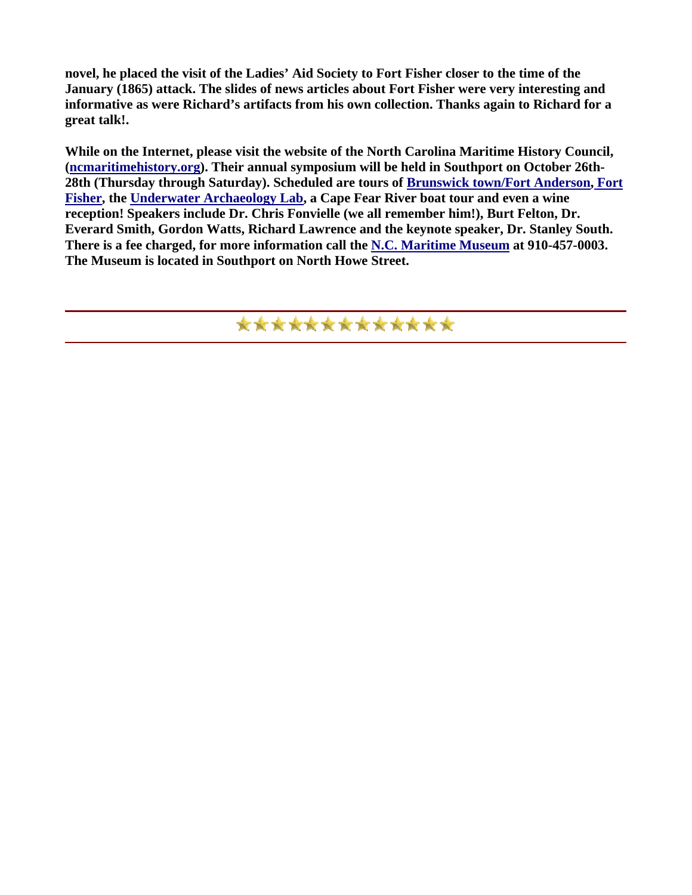**novel, he placed the visit of the Ladies' Aid Society to Fort Fisher closer to the time of the January (1865) attack. The slides of news articles about Fort Fisher were very interesting and informative as were Richard's artifacts from his own collection. Thanks again to Richard for a great talk!.**

**While on the Internet, please visit the website of the North Carolina Maritime History Council, (ncmaritimehistory.org). Their annual symposium will be held in Southport on October 26th-28th (Thursday through Saturday). Scheduled are tours of Brunswick town/Fort Anderson, Fort Fisher, the Underwater Archaeology Lab, a Cape Fear River boat tour and even a wine reception! Speakers include Dr. Chris Fonvielle (we all remember him!), Burt Felton, Dr. Everard Smith, Gordon Watts, Richard Lawrence and the keynote speaker, Dr. Stanley South. There is a fee charged, for more information call the N.C. Maritime Museum at 910-457-0003. The Museum is located in Southport on North Howe Street.**

---